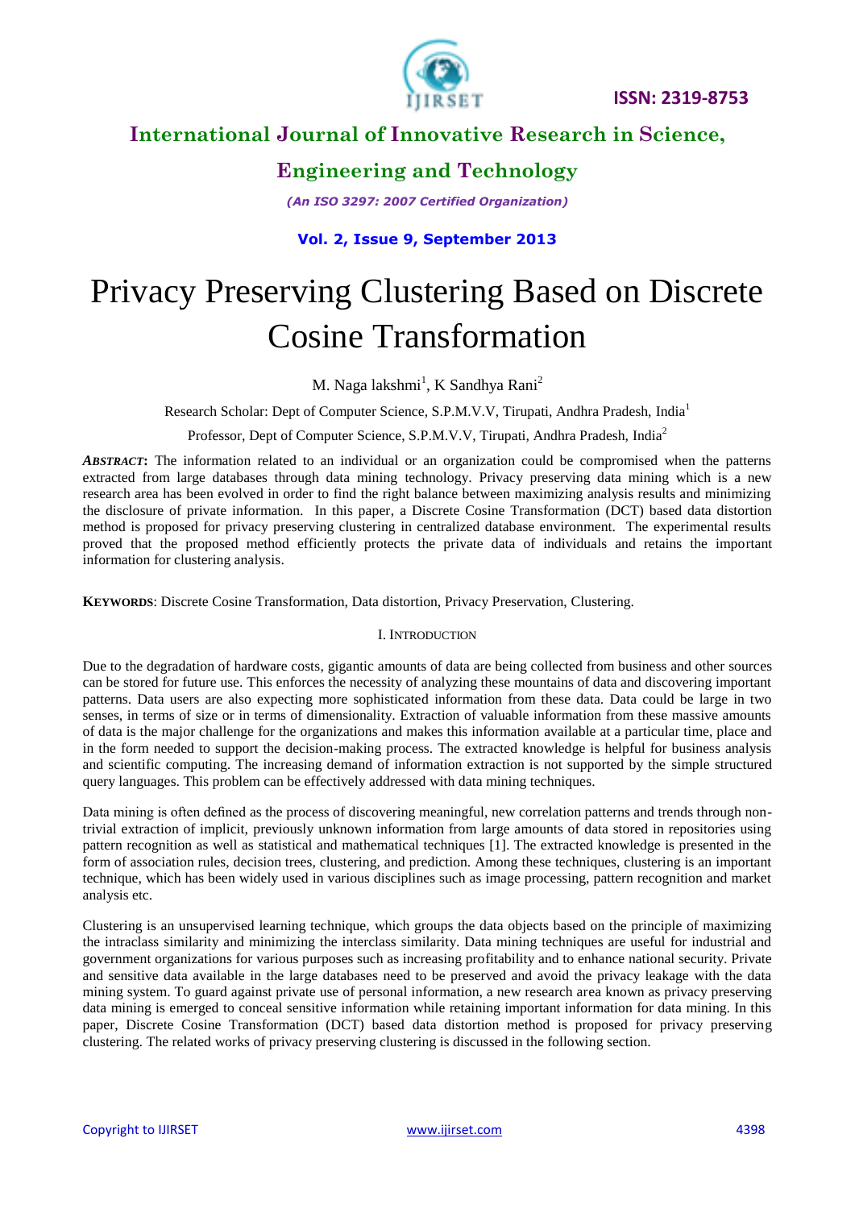# Privacy Preserving Clustering Based on Discrete Cosine Transformation

M. Naga lakshmi[1], K Sandhya Rani[2]

Research Scholar: Dept of Computer Science, S.P.M.V.V, Tirupati, Andhra Pradesh, India[1]

Professor, Dept of Computer Science, S.P.M.V.V, Tirupati, Andhra Pradesh, India[2]

***ABSTRACT*:** The information related to an individual or an organization could be compromised when the patterns extracted from large databases through data mining technology. Privacy preserving data mining which is a new research area has been evolved in order to find the right balance between maximizing analysis results and minimizing the disclosure of private information. In this paper, a Discrete Cosine Transformation (DCT) based data distortion method is proposed for privacy preserving clustering in centralized database environment. The experimental results proved that the proposed method efficiently protects the private data of individuals and retains the important information for clustering analysis.

**KEYWORDS**: Discrete Cosine Transformation, Data distortion, Privacy Preservation, Clustering.

## I. INTRODUCTION

Due to the degradation of hardware costs, gigantic amounts of data are being collected from business and other sources can be stored for future use. This enforces the necessity of analyzing these mountains of data and discovering important patterns. Data users are also expecting more sophisticated information from these data. Data could be large in two senses, in terms of size or in terms of dimensionality. Extraction of valuable information from these massive amounts of data is the major challenge for the organizations and makes this information available at a particular time, place and in the form needed to support the decision-making process. The extracted knowledge is helpful for business analysis and scientific computing. The increasing demand of information extraction is not supported by the simple structured query languages. This problem can be effectively addressed with data mining techniques.

Data mining is often defined as the process of discovering meaningful, new correlation patterns and trends through non-trivial extraction of implicit, previously unknown information from large amounts of data stored in repositories using pattern recognition as well as statistical and mathematical techniques [1]. The extracted knowledge is presented in the form of association rules, decision trees, clustering, and prediction. Among these techniques, clustering is an important technique, which has been widely used in various disciplines such as image processing, pattern recognition and market analysis etc.

Clustering is an unsupervised learning technique, which groups the data objects based on the principle of maximizing the intraclass similarity and minimizing the interclass similarity. Data mining techniques are useful for industrial and government organizations for various purposes such as increasing profitability and to enhance national security. Private and sensitive data available in the large databases need to be preserved and avoid the privacy leakage with the data mining system. To guard against private use of personal information, a new research area known as privacy preserving data mining is emerged to conceal sensitive information while retaining important information for data mining. In this paper, Discrete Cosine Transformation (DCT) based data distortion method is proposed for privacy preserving clustering. The related works of privacy preserving clustering is discussed in the following section.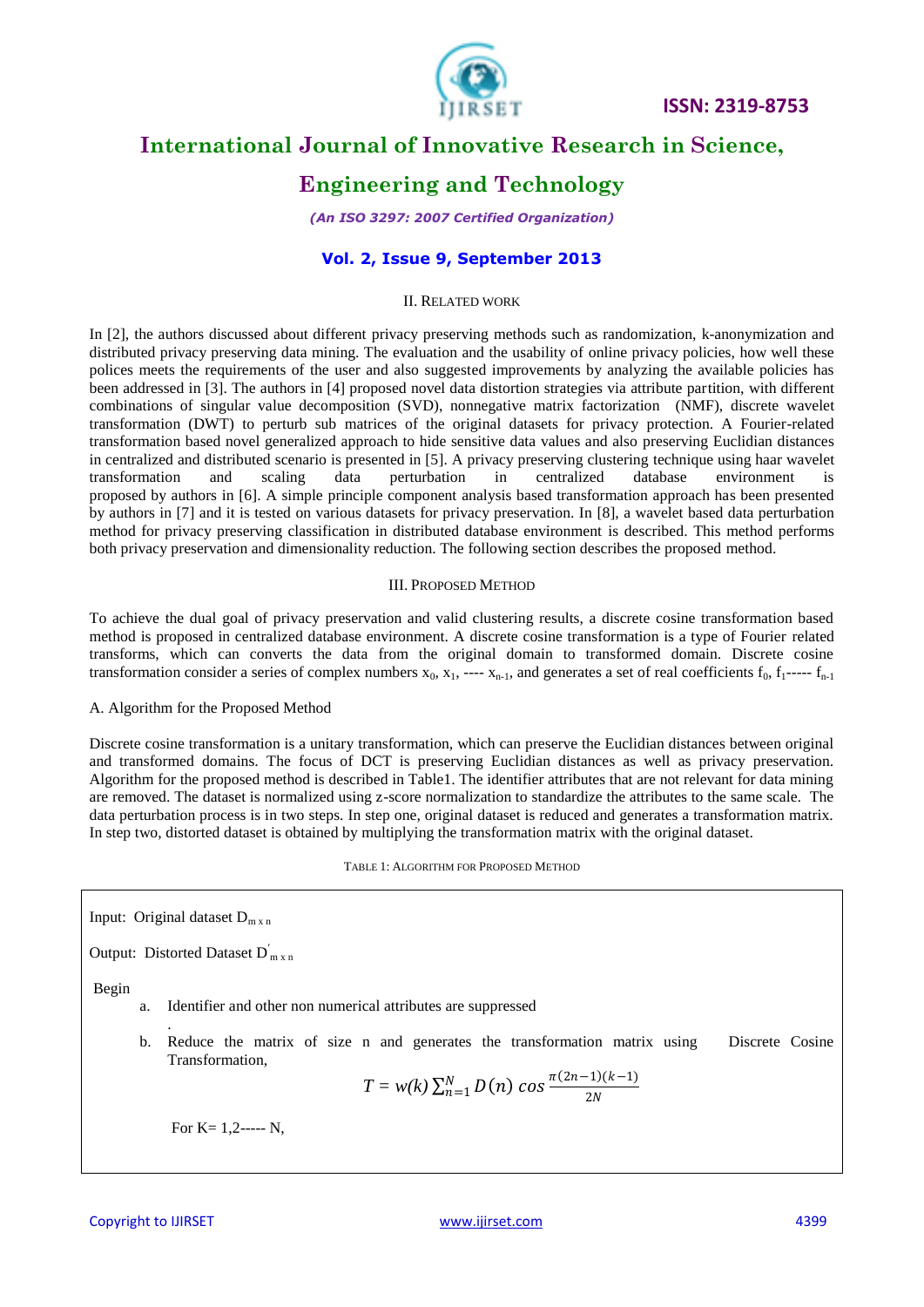## II. RELATED WORK

In [2], the authors discussed about different privacy preserving methods such as randomization, k-anonymization and distributed privacy preserving data mining. The evaluation and the usability of online privacy policies, how well these polices meets the requirements of the user and also suggested improvements by analyzing the available policies has been addressed in [3]. The authors in [4] proposed novel data distortion strategies via attribute partition, with different combinations of singular value decomposition (SVD), nonnegative matrix factorization (NMF), discrete wavelet transformation (DWT) to perturb sub matrices of the original datasets for privacy protection. A Fourier-related transformation based novel generalized approach to hide sensitive data values and also preserving Euclidian distances in centralized and distributed scenario is presented in [5]. A privacy preserving clustering technique using haar wavelet transformation and scaling data perturbation in centralized database environment is proposed by authors in [6]. A simple principle component analysis based transformation approach has been presented by authors in [7] and it is tested on various datasets for privacy preservation. In [8], a wavelet based data perturbation method for privacy preserving classification in distributed database environment is described. This method performs both privacy preservation and dimensionality reduction. The following section describes the proposed method.

## III. PROPOSED METHOD

To achieve the dual goal of privacy preservation and valid clustering results, a discrete cosine transformation based method is proposed in centralized database environment. A discrete cosine transformation is a type of Fourier related transforms, which can converts the data from the original domain to transformed domain. Discrete cosine transformation consider a series of complex numbers $x_0$, $x_1$, ---- $x_{n-1}$, and generates a set of real coefficients $f_0$, $f_1$----- $f_{n-1}$

### A. Algorithm for the Proposed Method

Discrete cosine transformation is a unitary transformation, which can preserve the Euclidian distances between original and transformed domains. The focus of DCT is preserving Euclidian distances as well as privacy preservation. Algorithm for the proposed method is described in Table1. The identifier attributes that are not relevant for data mining are removed. The dataset is normalized using z-score normalization to standardize the attributes to the same scale. The data perturbation process is in two steps. In step one, original dataset is reduced and generates a transformation matrix. In step two, distorted dataset is obtained by multiplying the transformation matrix with the original dataset.

TABLE 1: ALGORITHM FOR PROPOSED METHOD

Input: Original dataset $D_{m \times n}$

Output: Distorted Dataset $D'_{m \times n}$

Begin

a. Identifier and other non numerical attributes are suppressed

.

b. Reduce the matrix of size n and generates the transformation matrix using Discrete Cosine Transformation,

$$T = w(k) \sum_{n=1}^{N} D(n) \cos \frac{\pi(2n-1)(k-1)}{2N}$$

For K= 1,2----- N,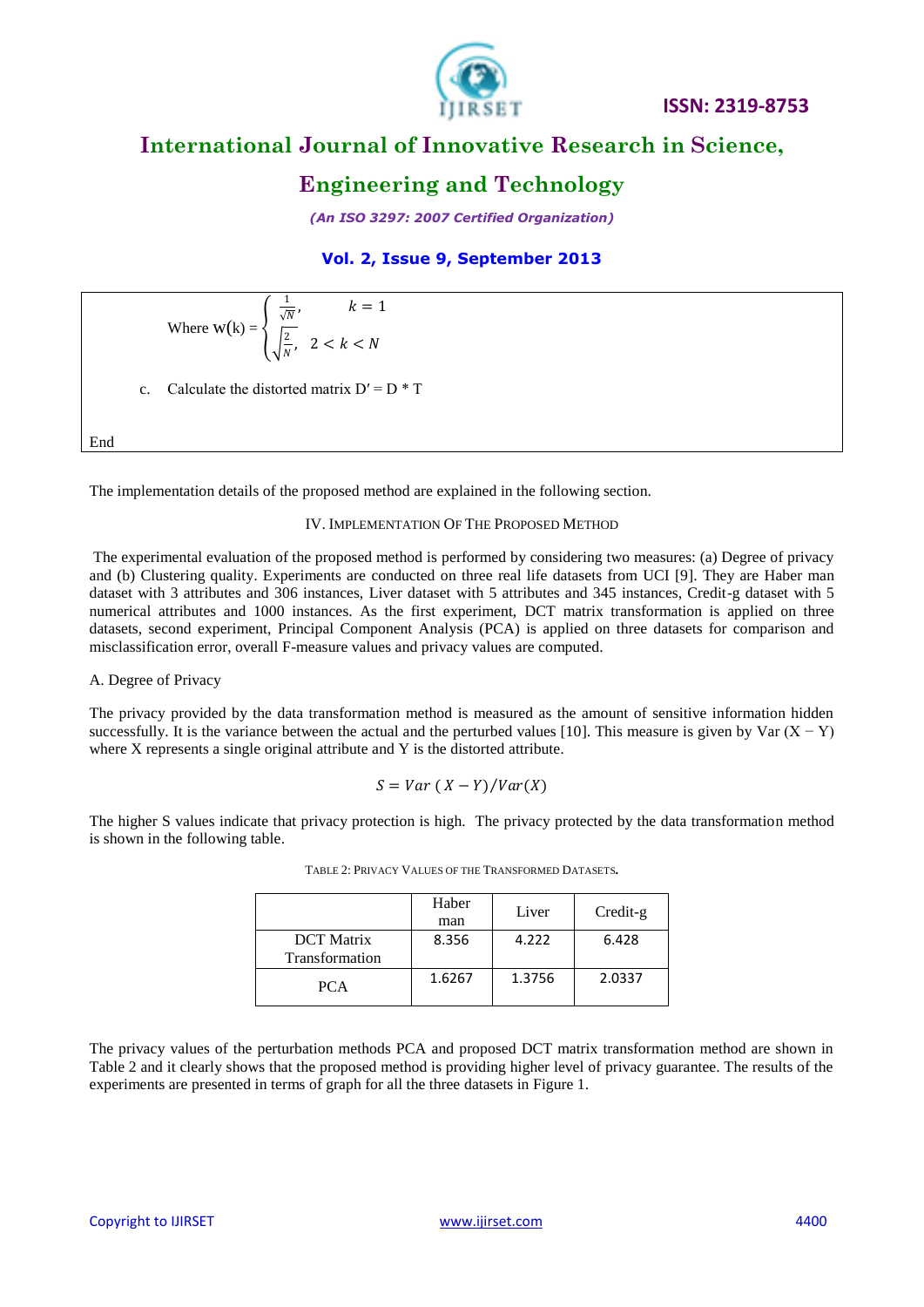Where $w(k) = \begin{cases} \frac{1}{\sqrt{N}}, & k = 1 \\ \sqrt{\frac{2}{N}}, & 2 < k < N \end{cases}$

c. Calculate the distorted matrix D′ = D * T

End

The implementation details of the proposed method are explained in the following section.

## IV. Implementation Of The Proposed Method

The experimental evaluation of the proposed method is performed by considering two measures: (a) Degree of privacy and (b) Clustering quality. Experiments are conducted on three real life datasets from UCI [9]. They are Haber man dataset with 3 attributes and 306 instances, Liver dataset with 5 attributes and 345 instances, Credit-g dataset with 5 numerical attributes and 1000 instances. As the first experiment, DCT matrix transformation is applied on three datasets, second experiment, Principal Component Analysis (PCA) is applied on three datasets for comparison and misclassification error, overall F-measure values and privacy values are computed.

### A. Degree of Privacy

The privacy provided by the data transformation method is measured as the amount of sensitive information hidden successfully. It is the variance between the actual and the perturbed values [10]. This measure is given by Var (X − Y) where X represents a single original attribute and Y is the distorted attribute.

$$S = Var\ (X - Y)/Var(X)$$

The higher S values indicate that privacy protection is high. The privacy protected by the data transformation method is shown in the following table.

Table 2: Privacy Values of the Transformed Datasets.

| | Haber man | Liver | Credit-g |
|---|---|---|---|
| DCT Matrix Transformation | 8.356 | 4.222 | 6.428 |
| PCA | 1.6267 | 1.3756 | 2.0337 |

The privacy values of the perturbation methods PCA and proposed DCT matrix transformation method are shown in Table 2 and it clearly shows that the proposed method is providing higher level of privacy guarantee. The results of the experiments are presented in terms of graph for all the three datasets in Figure 1.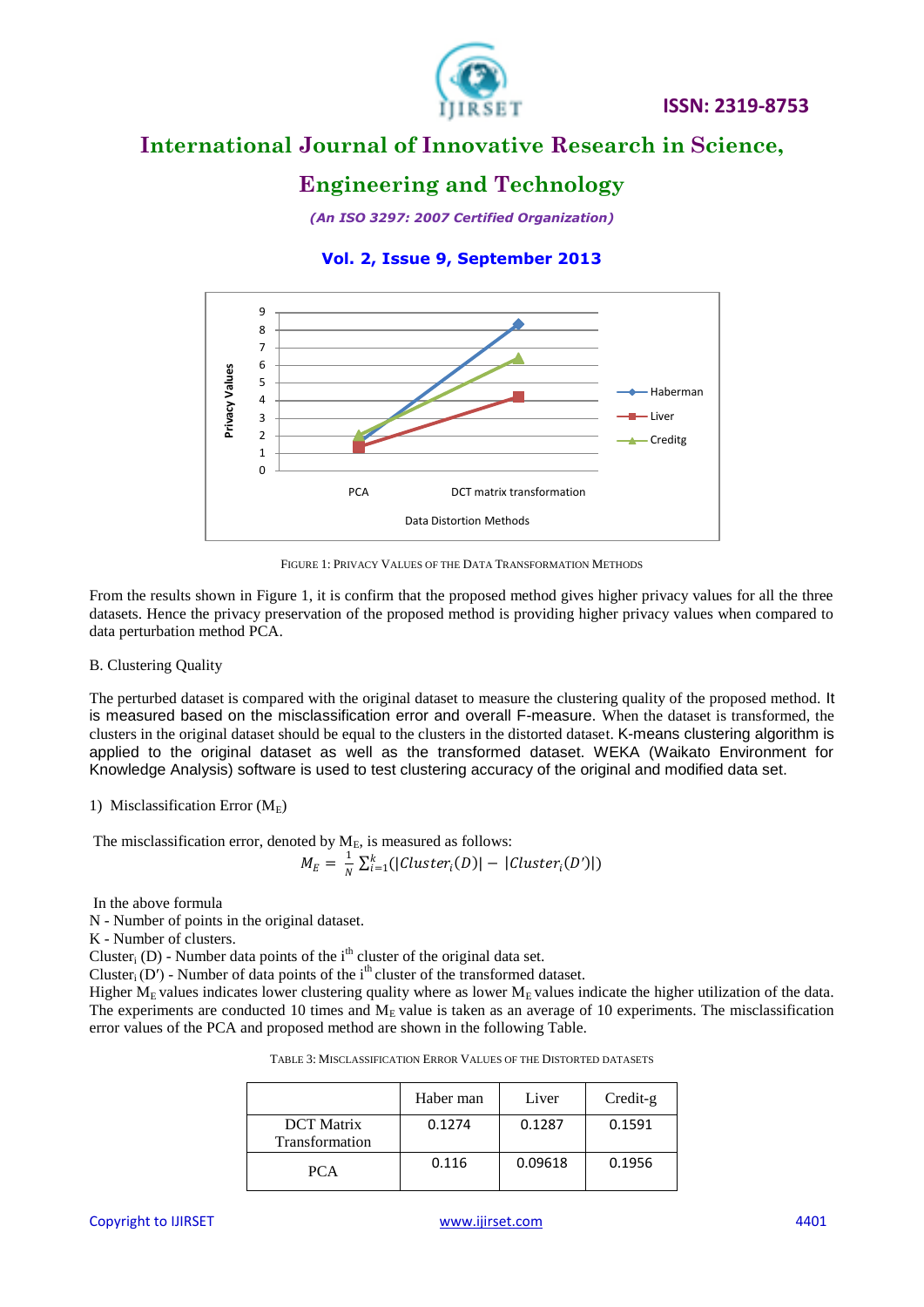FIGURE 1: PRIVACY VALUES OF THE DATA TRANSFORMATION METHODS

From the results shown in Figure 1, it is confirm that the proposed method gives higher privacy values for all the three datasets. Hence the privacy preservation of the proposed method is providing higher privacy values when compared to data perturbation method PCA.

B. Clustering Quality

The perturbed dataset is compared with the original dataset to measure the clustering quality of the proposed method. It is measured based on the misclassification error and overall F-measure. When the dataset is transformed, the clusters in the original dataset should be equal to the clusters in the distorted dataset. K-means clustering algorithm is applied to the original dataset as well as the transformed dataset. WEKA (Waikato Environment for Knowledge Analysis) software is used to test clustering accuracy of the original and modified data set.

1) Misclassification Error ($M_E$)

The misclassification error, denoted by $M_E$, is measured as follows:

$$M_E = \frac{1}{N}\sum_{i=1}^{k}(|Cluster_i(D)| - |Cluster_i(D')|)$$

In the above formula

N - Number of points in the original dataset.

K - Number of clusters.

$Cluster_i$ (D) - Number data points of the $i^{th}$ cluster of the original data set.

$Cluster_i$ (D′) - Number of data points of the $i^{th}$ cluster of the transformed dataset.

Higher $M_E$ values indicates lower clustering quality where as lower $M_E$ values indicate the higher utilization of the data. The experiments are conducted 10 times and $M_E$ value is taken as an average of 10 experiments. The misclassification error values of the PCA and proposed method are shown in the following Table.

TABLE 3: MISCLASSIFICATION ERROR VALUES OF THE DISTORTED DATASETS

| | Haber man | Liver | Credit-g |
|---|---|---|---|
| DCT Matrix Transformation | 0.1274 | 0.1287 | 0.1591 |
| PCA | 0.116 | 0.09618 | 0.1956 |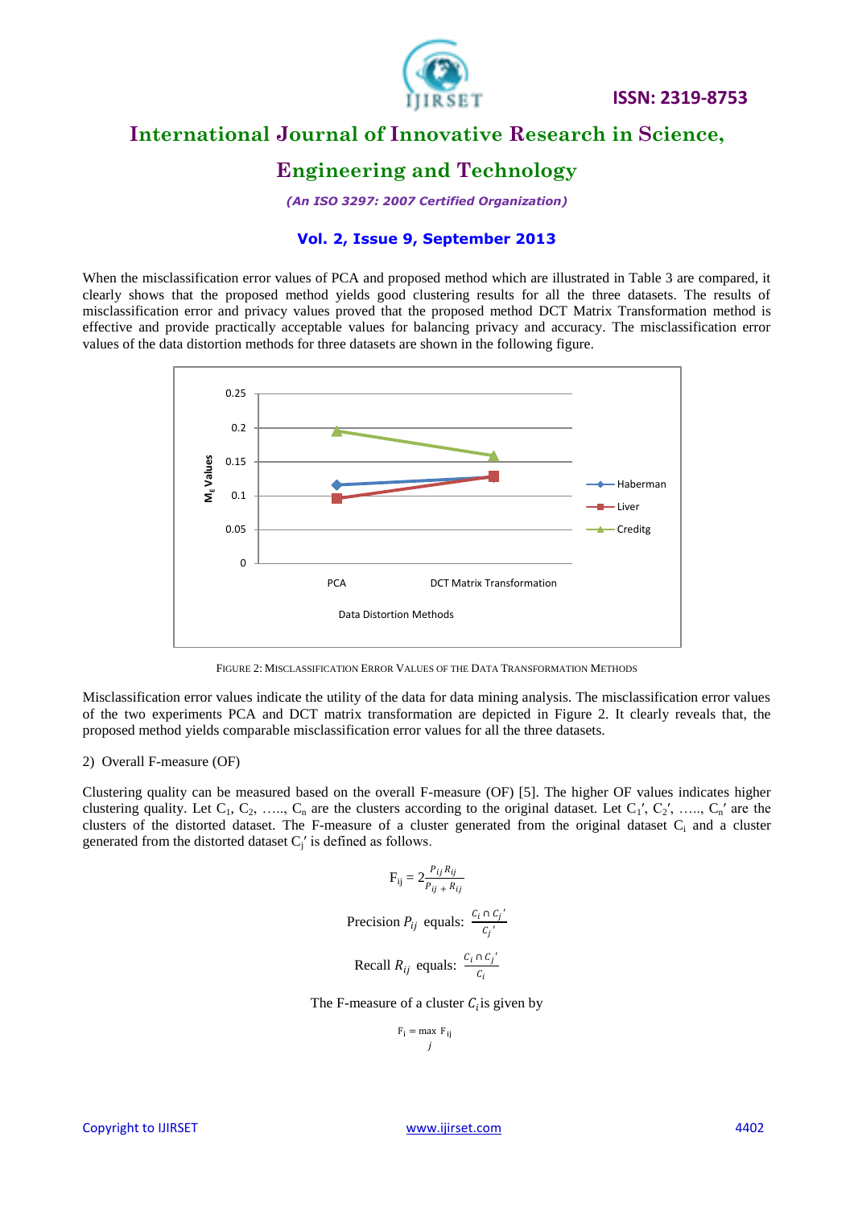When the misclassification error values of PCA and proposed method which are illustrated in Table 3 are compared, it clearly shows that the proposed method yields good clustering results for all the three datasets. The results of misclassification error and privacy values proved that the proposed method DCT Matrix Transformation method is effective and provide practically acceptable values for balancing privacy and accuracy. The misclassification error values of the data distortion methods for three datasets are shown in the following figure.

FIGURE 2: MISCLASSIFICATION ERROR VALUES OF THE DATA TRANSFORMATION METHODS

Misclassification error values indicate the utility of the data for data mining analysis. The misclassification error values of the two experiments PCA and DCT matrix transformation are depicted in Figure 2. It clearly reveals that, the proposed method yields comparable misclassification error values for all the three datasets.

2) Overall F-measure (OF)

Clustering quality can be measured based on the overall F-measure (OF) [5]. The higher OF values indicates higher clustering quality. Let $C_1, C_2, \ldots, C_n$ are the clusters according to the original dataset. Let $C_1', C_2', \ldots, C_n'$ are the clusters of the distorted dataset. The F-measure of a cluster generated from the original dataset $C_i$ and a cluster generated from the distorted dataset $C_j'$ is defined as follows.

$$F_{ij} = 2\frac{P_{ij} R_{ij}}{P_{ij} + R_{ij}}$$

$$\text{Precision } P_{ij} \text{ equals: } \frac{C_i \cap C_j'}{C_j'}$$

$$\text{Recall } R_{ij} \text{ equals: } \frac{C_i \cap C_j'}{C_i}$$

The F-measure of a cluster $C_i$ is given by

$$F_i = \max_j F_{ij}$$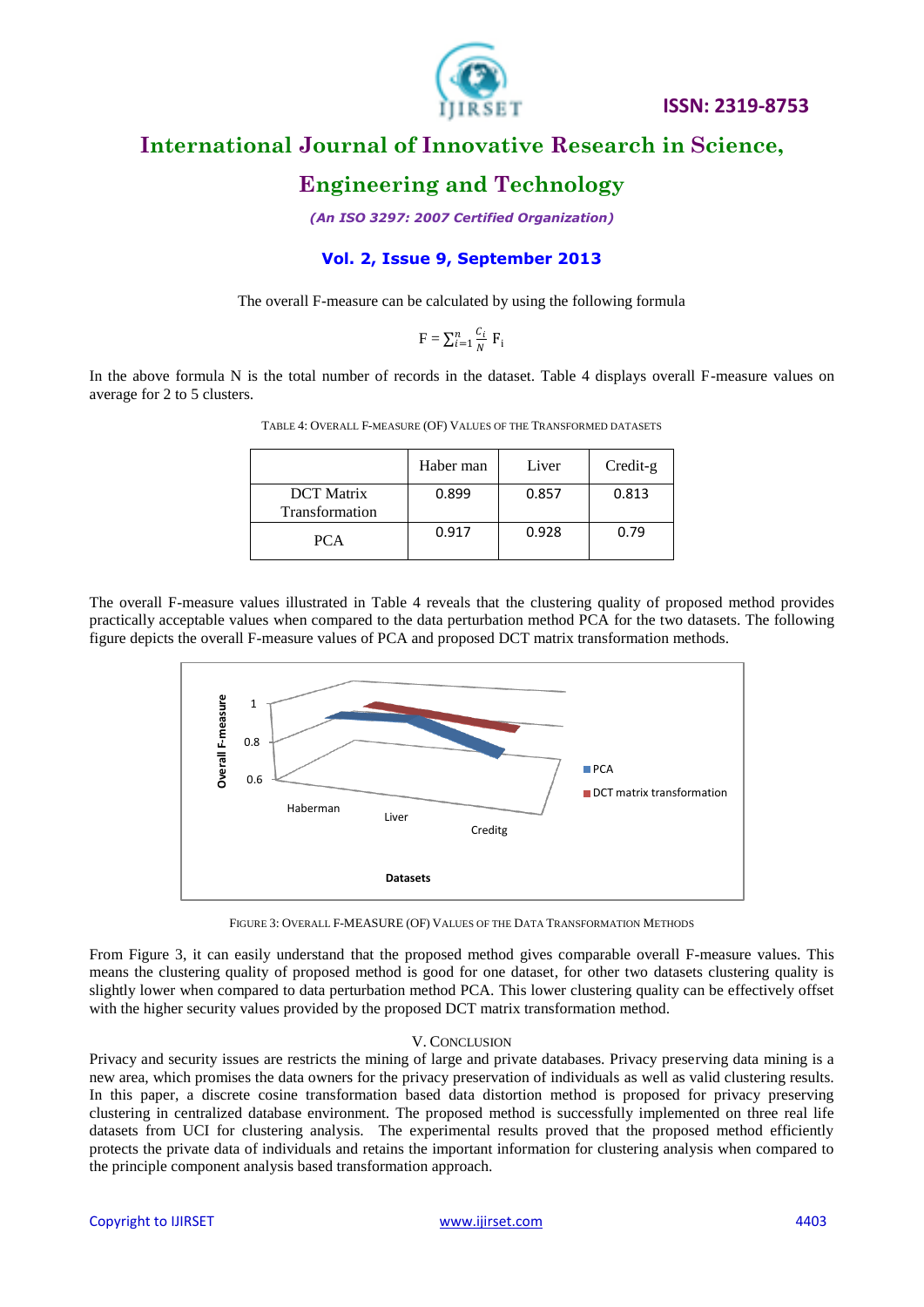The overall F-measure can be calculated by using the following formula

$$F = \sum_{i=1}^{n} \frac{C_i}{N} F_i$$

In the above formula N is the total number of records in the dataset. Table 4 displays overall F-measure values on average for 2 to 5 clusters.

TABLE 4: OVERALL F-MEASURE (OF) VALUES OF THE TRANSFORMED DATASETS

| | Haber man | Liver | Credit-g |
|---|---|---|---|
| DCT Matrix Transformation | 0.899 | 0.857 | 0.813 |
| PCA | 0.917 | 0.928 | 0.79 |

The overall F-measure values illustrated in Table 4 reveals that the clustering quality of proposed method provides practically acceptable values when compared to the data perturbation method PCA for the two datasets. The following figure depicts the overall F-measure values of PCA and proposed DCT matrix transformation methods.

FIGURE 3: OVERALL F-MEASURE (OF) VALUES OF THE DATA TRANSFORMATION METHODS

From Figure 3, it can easily understand that the proposed method gives comparable overall F-measure values. This means the clustering quality of proposed method is good for one dataset, for other two datasets clustering quality is slightly lower when compared to data perturbation method PCA. This lower clustering quality can be effectively offset with the higher security values provided by the proposed DCT matrix transformation method.

## V. CONCLUSION

Privacy and security issues are restricts the mining of large and private databases. Privacy preserving data mining is a new area, which promises the data owners for the privacy preservation of individuals as well as valid clustering results. In this paper, a discrete cosine transformation based data distortion method is proposed for privacy preserving clustering in centralized database environment. The proposed method is successfully implemented on three real life datasets from UCI for clustering analysis. The experimental results proved that the proposed method efficiently protects the private data of individuals and retains the important information for clustering analysis when compared to the principle component analysis based transformation approach.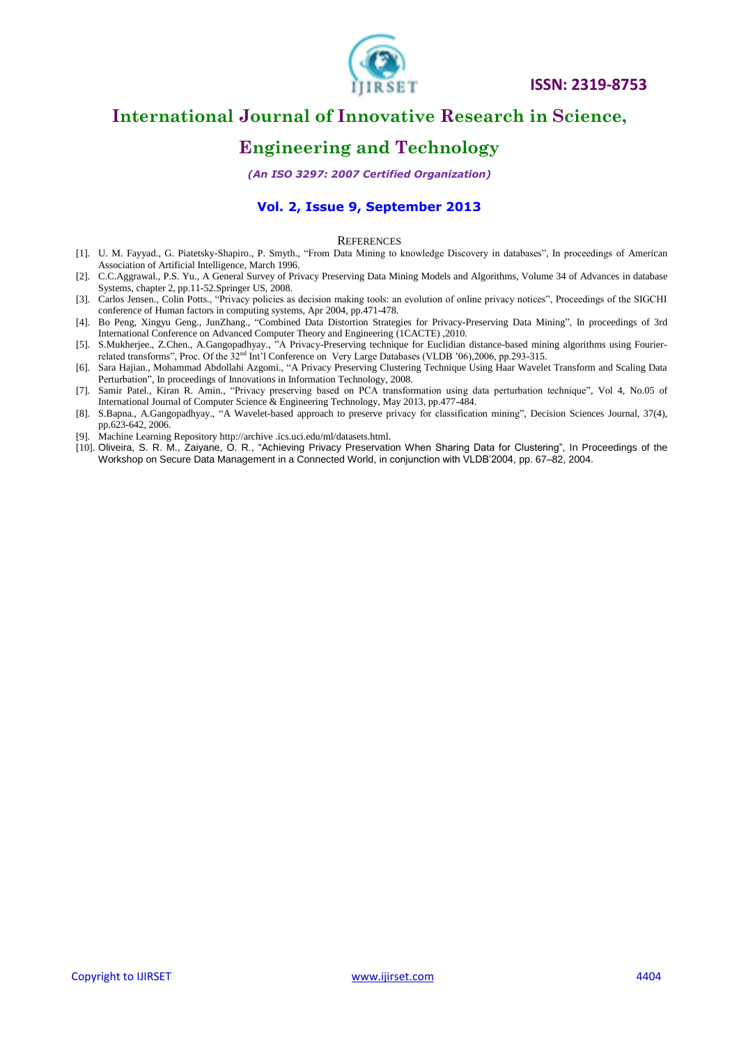## REFERENCES

[1]. U. M. Fayyad., G. Piatetsky-Shapiro., P. Smyth., "From Data Mining to knowledge Discovery in databases", In proceedings of American Association of Artificial Intelligence, March 1996.

[2]. C.C.Aggrawal., P.S. Yu., A General Survey of Privacy Preserving Data Mining Models and Algorithms, Volume 34 of Advances in database Systems, chapter 2, pp.11-52.Springer US, 2008.

[3]. Carlos Jensen., Colin Potts., "Privacy policies as decision making tools: an evolution of online privacy notices", Proceedings of the SIGCHI conference of Human factors in computing systems, Apr 2004, pp.471-478.

[4]. Bo Peng, Xingyu Geng., JunZhang., "Combined Data Distortion Strategies for Privacy-Preserving Data Mining", In proceedings of 3rd International Conference on Advanced Computer Theory and Engineering (1CACTE) ,2010.

[5]. S.Mukherjee., Z.Chen., A.Gangopadhyay., "A Privacy-Preserving technique for Euclidian distance-based mining algorithms using Fourier-related transforms", Proc. Of the 32nd Int'l Conference on Very Large Databases (VLDB '06),2006, pp.293-315.

[6]. Sara Hajian., Mohammad Abdollahi Azgomi., "A Privacy Preserving Clustering Technique Using Haar Wavelet Transform and Scaling Data Perturbation", In proceedings of Innovations in Information Technology, 2008.

[7]. Samir Patel., Kiran R. Amin., "Privacy preserving based on PCA transformation using data perturbation technique", Vol 4, No.05 of International Journal of Computer Science & Engineering Technology, May 2013, pp.477-484.

[8]. S.Bapna., A.Gangopadhyay., "A Wavelet-based approach to preserve privacy for classification mining", Decision Sciences Journal, 37(4), pp.623-642, 2006.

[9]. Machine Learning Repository http://archive .ics.uci.edu/ml/datasets.html.

[10]. Oliveira, S. R. M., Zaiyane, O. R., "Achieving Privacy Preservation When Sharing Data for Clustering", In Proceedings of the Workshop on Secure Data Management in a Connected World, in conjunction with VLDB'2004, pp. 67–82, 2004.